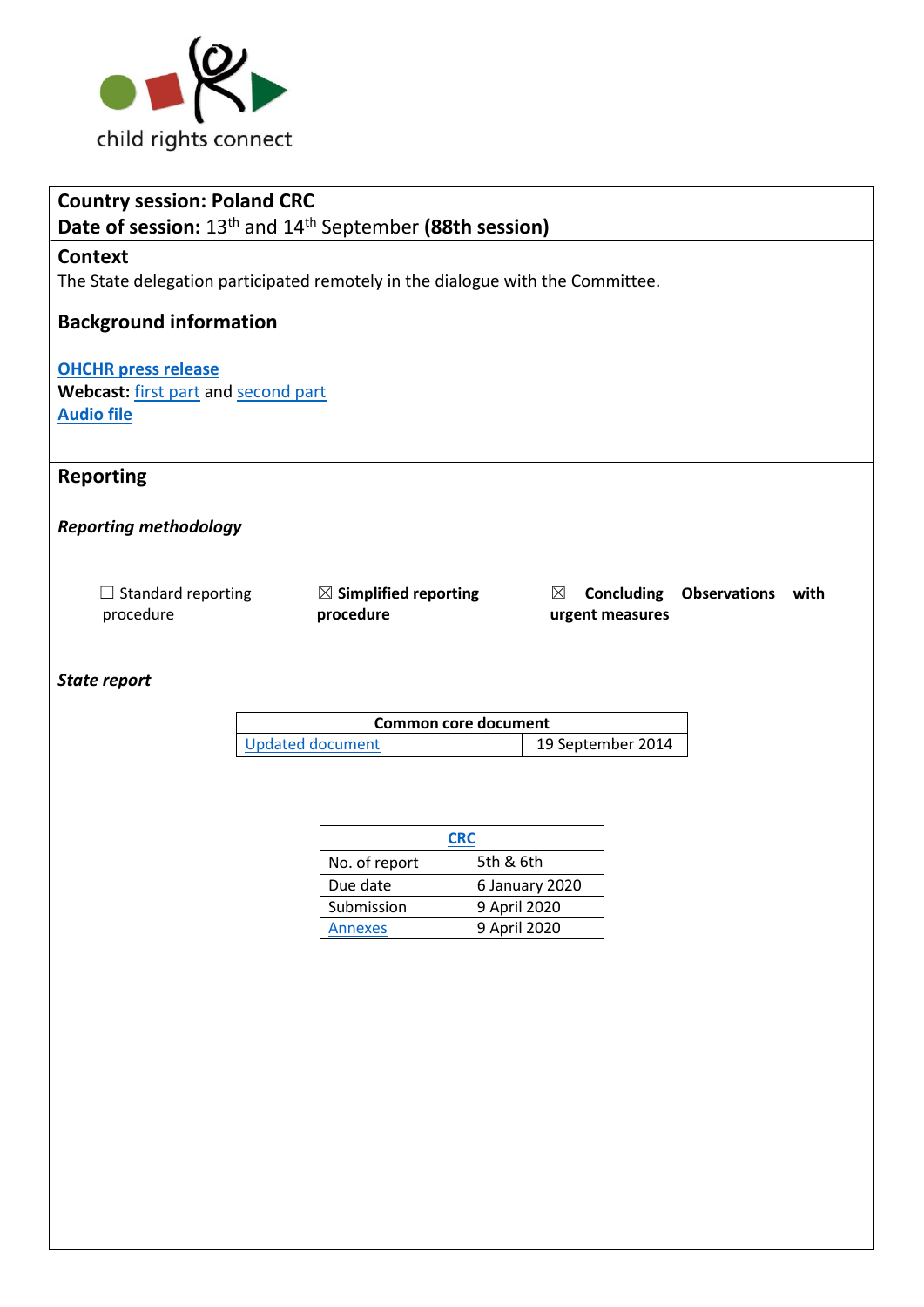child rights connect

**Country session: Poland CRC**
**Date of session:** 13th and 14th September **(88th session)**

## Context

The State delegation participated remotely in the dialogue with the Committee.

## Background information

**OHCHR press release**
**Webcast:** first part and second part
**Audio file**

## Reporting

***Reporting methodology***

☐ Standard reporting procedure

☒ **Simplified reporting procedure**

☒ **Concluding Observations with urgent measures**

***State report***

| Common core document | |
|---|---|
| Updated document | 19 September 2014 |

| CRC | |
|---|---|
| No. of report | 5th & 6th |
| Due date | 6 January 2020 |
| Submission | 9 April 2020 |
| Annexes | 9 April 2020 |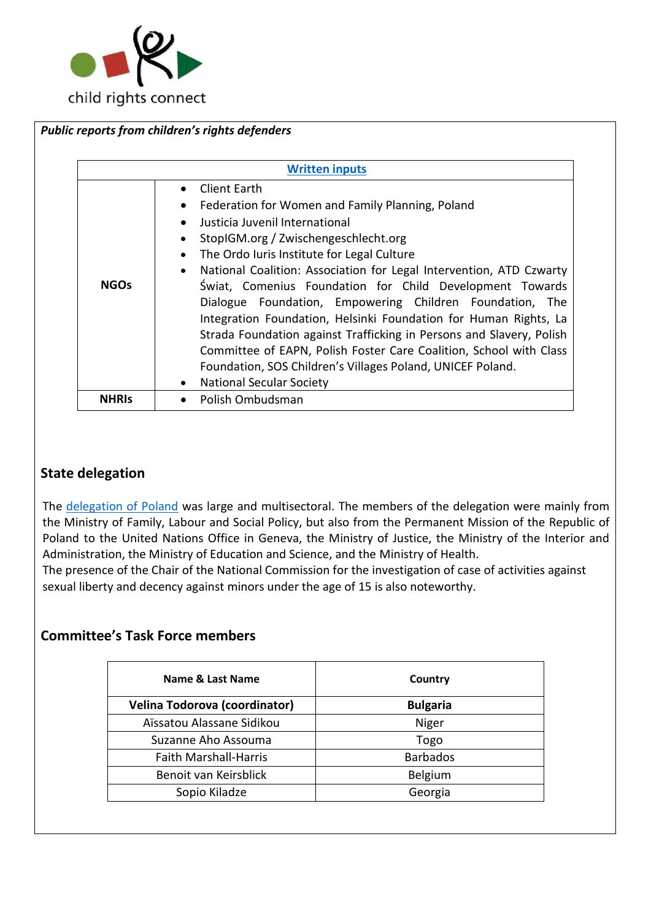*Public reports from children's rights defenders*

| Written inputs | |
|---|---|
| **NGOs** | • Client Earth<br>• Federation for Women and Family Planning, Poland<br>• Justicia Juvenil International<br>• StopIGM.org / Zwischengeschlecht.org<br>• The Ordo Iuris Institute for Legal Culture<br>• National Coalition: Association for Legal Intervention, ATD Czwarty Świat, Comenius Foundation for Child Development Towards Dialogue Foundation, Empowering Children Foundation, The Integration Foundation, Helsinki Foundation for Human Rights, La Strada Foundation against Trafficking in Persons and Slavery, Polish Committee of EAPN, Polish Foster Care Coalition, School with Class Foundation, SOS Children's Villages Poland, UNICEF Poland.<br>• National Secular Society |
| **NHRIs** | • Polish Ombudsman |

## State delegation

The delegation of Poland was large and multisectoral. The members of the delegation were mainly from the Ministry of Family, Labour and Social Policy, but also from the Permanent Mission of the Republic of Poland to the United Nations Office in Geneva, the Ministry of Justice, the Ministry of the Interior and Administration, the Ministry of Education and Science, and the Ministry of Health.
The presence of the Chair of the National Commission for the investigation of case of activities against sexual liberty and decency against minors under the age of 15 is also noteworthy.

## Committee's Task Force members

| Name & Last Name | Country |
|---|---|
| **Velina Todorova (coordinator)** | **Bulgaria** |
| Aïssatou Alassane Sidikou | Niger |
| Suzanne Aho Assouma | Togo |
| Faith Marshall-Harris | Barbados |
| Benoit van Keirsblick | Belgium |
| Sopio Kiladze | Georgia |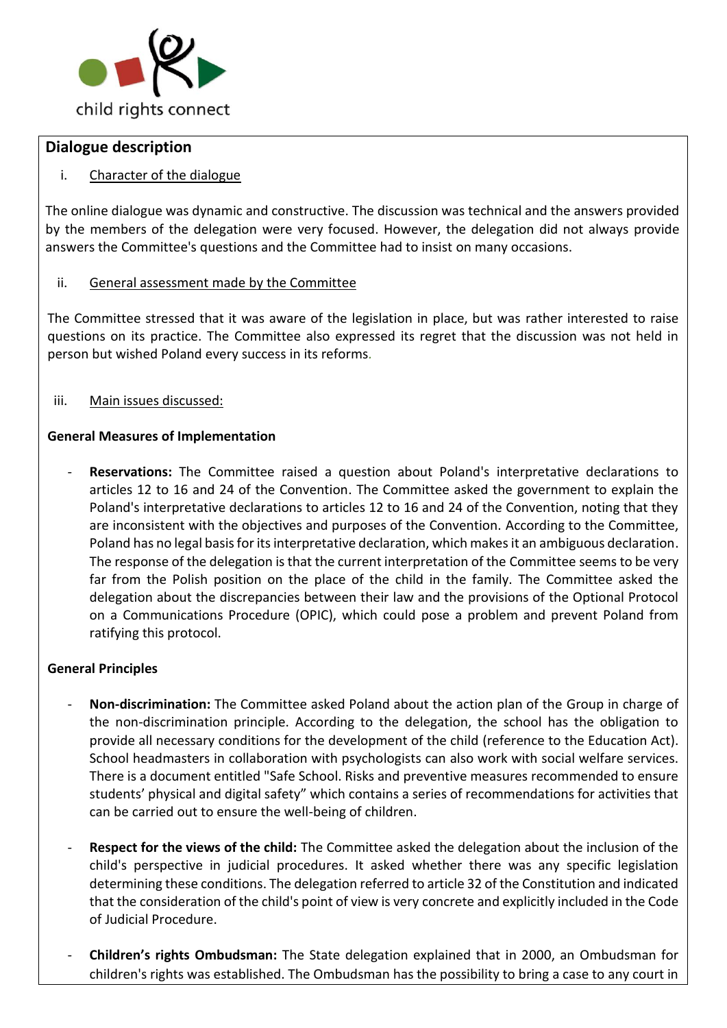## Dialogue description

i. Character of the dialogue

The online dialogue was dynamic and constructive. The discussion was technical and the answers provided by the members of the delegation were very focused. However, the delegation did not always provide answers the Committee's questions and the Committee had to insist on many occasions.

ii. General assessment made by the Committee

The Committee stressed that it was aware of the legislation in place, but was rather interested to raise questions on its practice. The Committee also expressed its regret that the discussion was not held in person but wished Poland every success in its reforms.

iii. Main issues discussed:

**General Measures of Implementation**

- **Reservations:** The Committee raised a question about Poland's interpretative declarations to articles 12 to 16 and 24 of the Convention. The Committee asked the government to explain the Poland's interpretative declarations to articles 12 to 16 and 24 of the Convention, noting that they are inconsistent with the objectives and purposes of the Convention. According to the Committee, Poland has no legal basis for its interpretative declaration, which makes it an ambiguous declaration. The response of the delegation is that the current interpretation of the Committee seems to be very far from the Polish position on the place of the child in the family. The Committee asked the delegation about the discrepancies between their law and the provisions of the Optional Protocol on a Communications Procedure (OPIC), which could pose a problem and prevent Poland from ratifying this protocol.

**General Principles**

- **Non-discrimination:** The Committee asked Poland about the action plan of the Group in charge of the non-discrimination principle. According to the delegation, the school has the obligation to provide all necessary conditions for the development of the child (reference to the Education Act). School headmasters in collaboration with psychologists can also work with social welfare services. There is a document entitled "Safe School. Risks and preventive measures recommended to ensure students' physical and digital safety" which contains a series of recommendations for activities that can be carried out to ensure the well-being of children.

- **Respect for the views of the child:** The Committee asked the delegation about the inclusion of the child's perspective in judicial procedures. It asked whether there was any specific legislation determining these conditions. The delegation referred to article 32 of the Constitution and indicated that the consideration of the child's point of view is very concrete and explicitly included in the Code of Judicial Procedure.

- **Children's rights Ombudsman:** The State delegation explained that in 2000, an Ombudsman for children's rights was established. The Ombudsman has the possibility to bring a case to any court in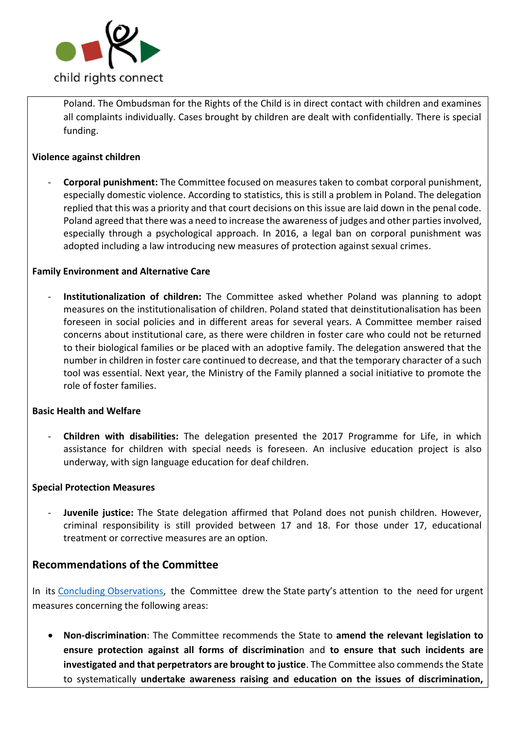Poland. The Ombudsman for the Rights of the Child is in direct contact with children and examines all complaints individually. Cases brought by children are dealt with confidentially. There is special funding.

**Violence against children**

- **Corporal punishment:** The Committee focused on measures taken to combat corporal punishment, especially domestic violence. According to statistics, this is still a problem in Poland. The delegation replied that this was a priority and that court decisions on this issue are laid down in the penal code. Poland agreed that there was a need to increase the awareness of judges and other parties involved, especially through a psychological approach. In 2016, a legal ban on corporal punishment was adopted including a law introducing new measures of protection against sexual crimes.

**Family Environment and Alternative Care**

- **Institutionalization of children:** The Committee asked whether Poland was planning to adopt measures on the institutionalisation of children. Poland stated that deinstitutionalisation has been foreseen in social policies and in different areas for several years. A Committee member raised concerns about institutional care, as there were children in foster care who could not be returned to their biological families or be placed with an adoptive family. The delegation answered that the number in children in foster care continued to decrease, and that the temporary character of a such tool was essential. Next year, the Ministry of the Family planned a social initiative to promote the role of foster families.

**Basic Health and Welfare**

- **Children with disabilities:** The delegation presented the 2017 Programme for Life, in which assistance for children with special needs is foreseen. An inclusive education project is also underway, with sign language education for deaf children.

**Special Protection Measures**

- **Juvenile justice:** The State delegation affirmed that Poland does not punish children. However, criminal responsibility is still provided between 17 and 18. For those under 17, educational treatment or corrective measures are an option.

## Recommendations of the Committee

In its Concluding Observations, the Committee drew the State party's attention to the need for urgent measures concerning the following areas:

- **Non-discrimination**: The Committee recommends the State to **amend the relevant legislation to ensure protection against all forms of discrimination** and **to ensure that such incidents are investigated and that perpetrators are brought to justice**. The Committee also commends the State to systematically **undertake awareness raising and education on the issues of discrimination,**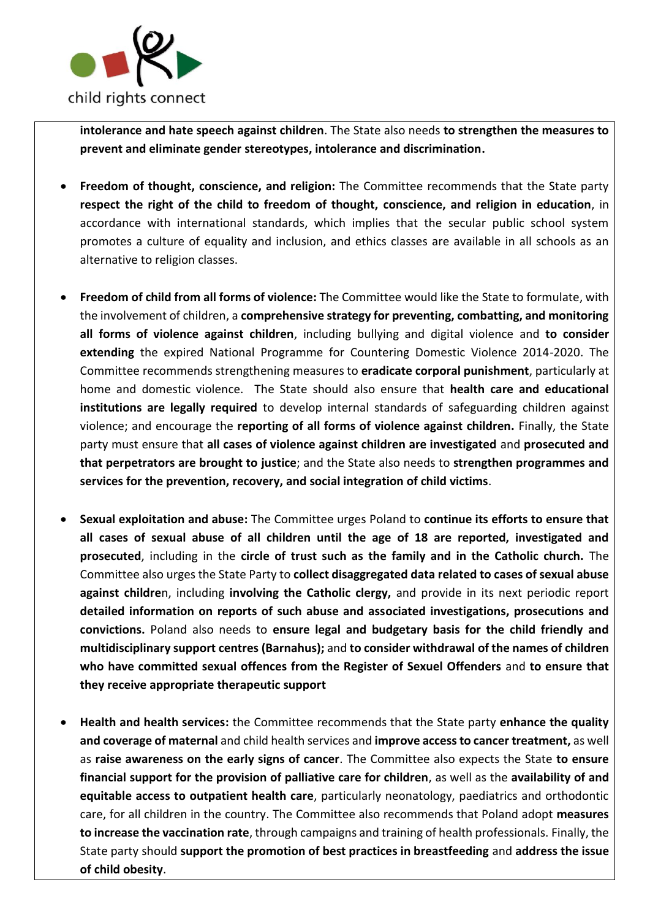**intolerance and hate speech against children**. The State also needs **to strengthen the measures to prevent and eliminate gender stereotypes, intolerance and discrimination.**

- **Freedom of thought, conscience, and religion:** The Committee recommends that the State party **respect the right of the child to freedom of thought, conscience, and religion in education**, in accordance with international standards, which implies that the secular public school system promotes a culture of equality and inclusion, and ethics classes are available in all schools as an alternative to religion classes.

- **Freedom of child from all forms of violence:** The Committee would like the State to formulate, with the involvement of children, a **comprehensive strategy for preventing, combatting, and monitoring all forms of violence against children**, including bullying and digital violence and **to consider extending** the expired National Programme for Countering Domestic Violence 2014-2020. The Committee recommends strengthening measures to **eradicate corporal punishment**, particularly at home and domestic violence. The State should also ensure that **health care and educational institutions are legally required** to develop internal standards of safeguarding children against violence; and encourage the **reporting of all forms of violence against children.** Finally, the State party must ensure that **all cases of violence against children are investigated** and **prosecuted and that perpetrators are brought to justice**; and the State also needs to **strengthen programmes and services for the prevention, recovery, and social integration of child victims**.

- **Sexual exploitation and abuse:** The Committee urges Poland to **continue its efforts to ensure that all cases of sexual abuse of all children until the age of 18 are reported, investigated and prosecuted**, including in the **circle of trust such as the family and in the Catholic church.** The Committee also urges the State Party to **collect disaggregated data related to cases of sexual abuse against childre**n, including **involving the Catholic clergy,** and provide in its next periodic report **detailed information on reports of such abuse and associated investigations, prosecutions and convictions.** Poland also needs to **ensure legal and budgetary basis for the child friendly and multidisciplinary support centres (Barnahus);** and **to consider withdrawal of the names of children who have committed sexual offences from the Register of Sexuel Offenders** and **to ensure that they receive appropriate therapeutic support**

- **Health and health services:** the Committee recommends that the State party **enhance the quality and coverage of maternal** and child health services and **improve access to cancer treatment,** as well as **raise awareness on the early signs of cancer**. The Committee also expects the State **to ensure financial support for the provision of palliative care for children**, as well as the **availability of and equitable access to outpatient health care**, particularly neonatology, paediatrics and orthodontic care, for all children in the country. The Committee also recommends that Poland adopt **measures to increase the vaccination rate**, through campaigns and training of health professionals. Finally, the State party should **support the promotion of best practices in breastfeeding** and **address the issue of child obesity**.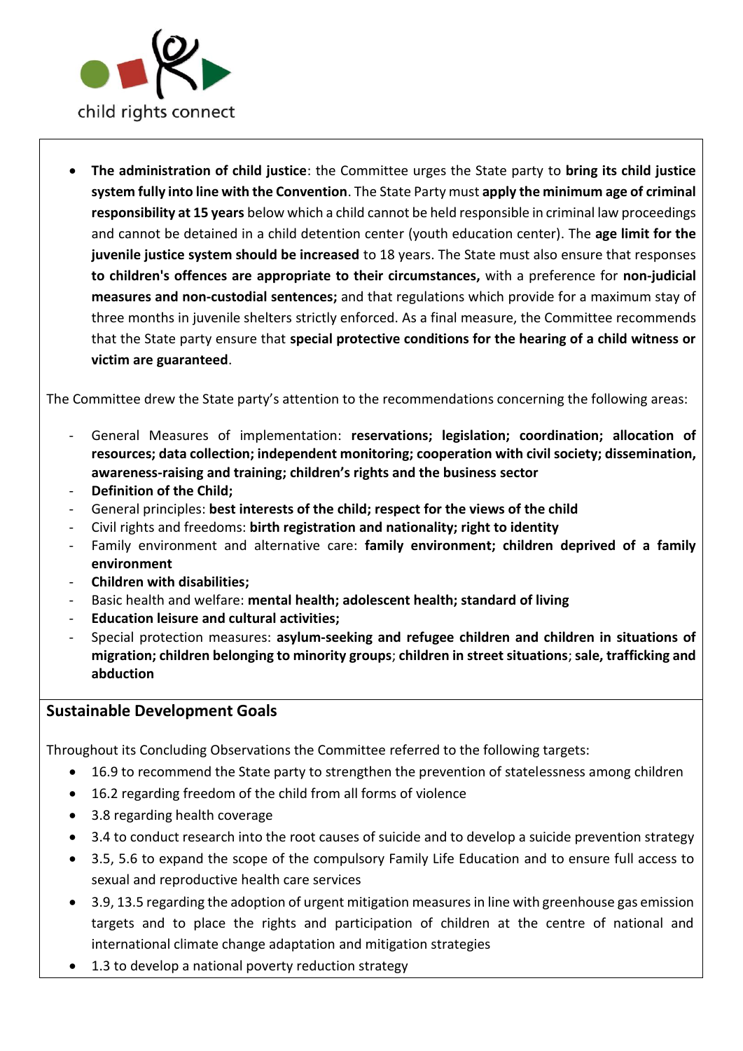- **The administration of child justice**: the Committee urges the State party to **bring its child justice system fully into line with the Convention**. The State Party must **apply the minimum age of criminal responsibility at 15 years** below which a child cannot be held responsible in criminal law proceedings and cannot be detained in a child detention center (youth education center). The **age limit for the juvenile justice system should be increased** to 18 years. The State must also ensure that responses **to children's offences are appropriate to their circumstances,** with a preference for **non-judicial measures and non-custodial sentences;** and that regulations which provide for a maximum stay of three months in juvenile shelters strictly enforced. As a final measure, the Committee recommends that the State party ensure that **special protective conditions for the hearing of a child witness or victim are guaranteed**.

The Committee drew the State party's attention to the recommendations concerning the following areas:

- General Measures of implementation: **reservations; legislation; coordination; allocation of resources; data collection; independent monitoring; cooperation with civil society; dissemination, awareness-raising and training; children's rights and the business sector**
- **Definition of the Child;**
- General principles: **best interests of the child; respect for the views of the child**
- Civil rights and freedoms: **birth registration and nationality; right to identity**
- Family environment and alternative care: **family environment; children deprived of a family environment**
- **Children with disabilities;**
- Basic health and welfare: **mental health; adolescent health; standard of living**
- **Education leisure and cultural activities;**
- Special protection measures: **asylum-seeking and refugee children and children in situations of migration; children belonging to minority groups**; **children in street situations**; **sale, trafficking and abduction**

## Sustainable Development Goals

Throughout its Concluding Observations the Committee referred to the following targets:

- 16.9 to recommend the State party to strengthen the prevention of statelessness among children
- 16.2 regarding freedom of the child from all forms of violence
- 3.8 regarding health coverage
- 3.4 to conduct research into the root causes of suicide and to develop a suicide prevention strategy
- 3.5, 5.6 to expand the scope of the compulsory Family Life Education and to ensure full access to sexual and reproductive health care services
- 3.9, 13.5 regarding the adoption of urgent mitigation measures in line with greenhouse gas emission targets and to place the rights and participation of children at the centre of national and international climate change adaptation and mitigation strategies
- 1.3 to develop a national poverty reduction strategy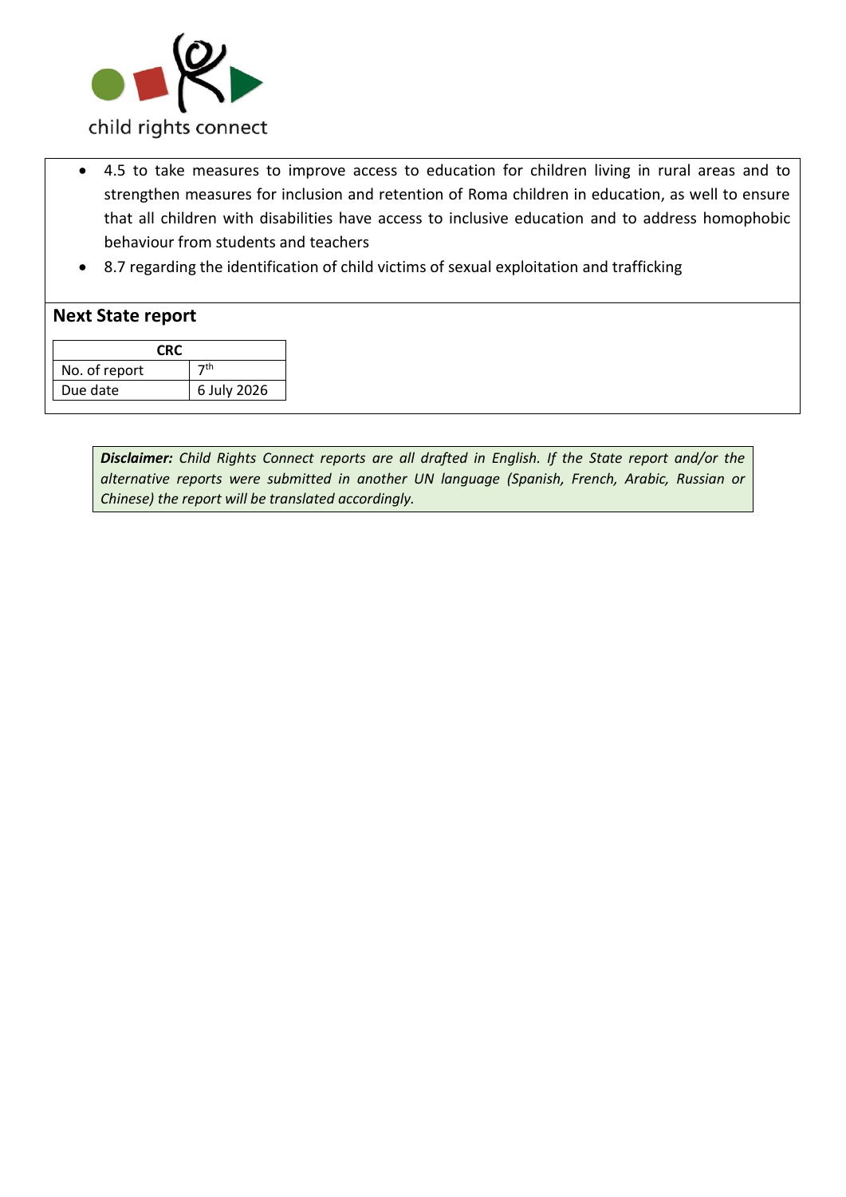- 4.5 to take measures to improve access to education for children living in rural areas and to strengthen measures for inclusion and retention of Roma children in education, as well to ensure that all children with disabilities have access to inclusive education and to address homophobic behaviour from students and teachers
- 8.7 regarding the identification of child victims of sexual exploitation and trafficking

## Next State report

| CRC | |
|---|---|
| No. of report | 7th |
| Due date | 6 July 2026 |

***Disclaimer:*** *Child Rights Connect reports are all drafted in English. If the State report and/or the alternative reports were submitted in another UN language (Spanish, French, Arabic, Russian or Chinese) the report will be translated accordingly.*